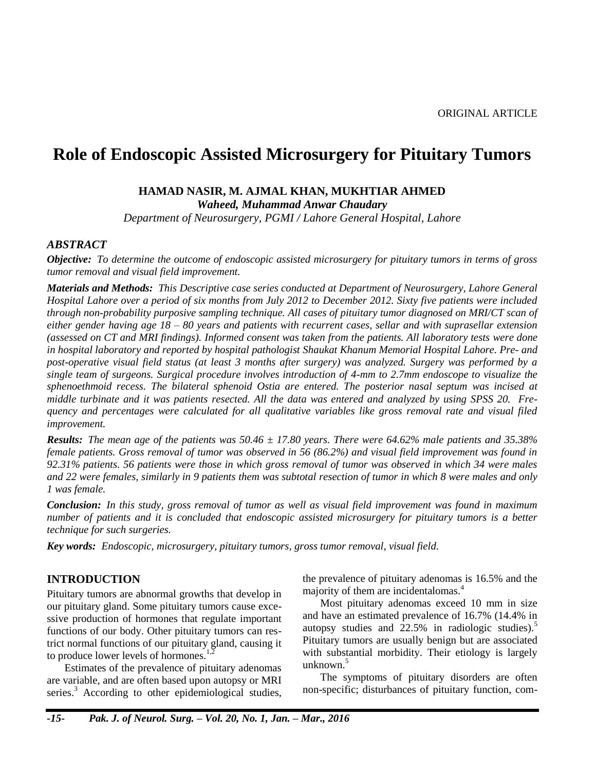ORIGINAL ARTICLE

# Role of Endoscopic Assisted Microsurgery for Pituitary Tumors

**HAMAD NASIR, M. AJMAL KHAN, MUKHTIAR AHMED**
***Waheed, Muhammad Anwar Chaudary***
*Department of Neurosurgery, PGMI / Lahore General Hospital, Lahore*

## ABSTRACT

***Objective:*** *To determine the outcome of endoscopic assisted microsurgery for pituitary tumors in terms of gross tumor removal and visual field improvement.*

***Materials and Methods:*** *This Descriptive case series conducted at Department of Neurosurgery, Lahore General Hospital Lahore over a period of six months from July 2012 to December 2012. Sixty five patients were included through non-probability purposive sampling technique. All cases of pituitary tumor diagnosed on MRI/CT scan of either gender having age 18 – 80 years and patients with recurrent cases, sellar and with suprasellar extension (assessed on CT and MRI findings). Informed consent was taken from the patients. All laboratory tests were done in hospital laboratory and reported by hospital pathologist Shaukat Khanum Memorial Hospital Lahore. Pre- and post-operative visual field status (at least 3 months after surgery) was analyzed. Surgery was performed by a single team of surgeons. Surgical procedure involves introduction of 4-mm to 2.7mm endoscope to visualize the sphenoethmoid recess. The bilateral sphenoid Ostia are entered. The posterior nasal septum was incised at middle turbinate and it was patients resected. All the data was entered and analyzed by using SPSS 20. Frequency and percentages were calculated for all qualitative variables like gross removal rate and visual filed improvement.*

***Results:*** *The mean age of the patients was 50.46 ± 17.80 years. There were 64.62% male patients and 35.38% female patients. Gross removal of tumor was observed in 56 (86.2%) and visual field improvement was found in 92.31% patients. 56 patients were those in which gross removal of tumor was observed in which 34 were males and 22 were females, similarly in 9 patients them was subtotal resection of tumor in which 8 were males and only 1 was female.*

***Conclusion:*** *In this study, gross removal of tumor as well as visual field improvement was found in maximum number of patients and it is concluded that endoscopic assisted microsurgery for pituitary tumors is a better technique for such surgeries.*

***Key words:*** *Endoscopic, microsurgery, pituitary tumors, gross tumor removal, visual field.*

## INTRODUCTION

Pituitary tumors are abnormal growths that develop in our pituitary gland. Some pituitary tumors cause excessive production of hormones that regulate important functions of our body. Other pituitary tumors can restrict normal functions of our pituitary gland, causing it to produce lower levels of hormones.[1,2]

Estimates of the prevalence of pituitary adenomas are variable, and are often based upon autopsy or MRI series.[3] According to other epidemiological studies, the prevalence of pituitary adenomas is 16.5% and the majority of them are incidentalomas.[4]

Most pituitary adenomas exceed 10 mm in size and have an estimated prevalence of 16.7% (14.4% in autopsy studies and 22.5% in radiologic studies).[5] Pituitary tumors are usually benign but are associated with substantial morbidity. Their etiology is largely unknown.[5]

The symptoms of pituitary disorders are often non-specific; disturbances of pituitary function, com-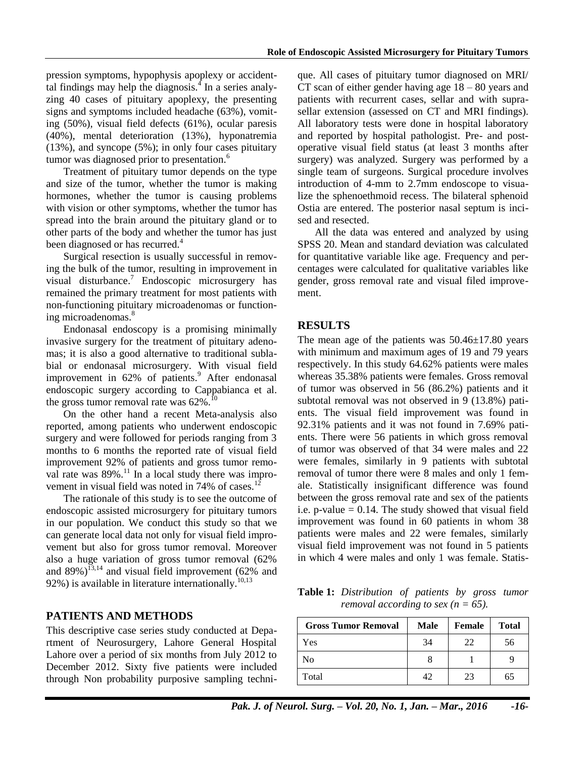pression symptoms, hypophysis apoplexy or accidenttal findings may help the diagnosis.[4] In a series analyzing 40 cases of pituitary apoplexy, the presenting signs and symptoms included headache (63%), vomiting (50%), visual field defects (61%), ocular paresis (40%), mental deterioration (13%), hyponatremia (13%), and syncope (5%); in only four cases pituitary tumor was diagnosed prior to presentation.[6]

Treatment of pituitary tumor depends on the type and size of the tumor, whether the tumor is making hormones, whether the tumor is causing problems with vision or other symptoms, whether the tumor has spread into the brain around the pituitary gland or to other parts of the body and whether the tumor has just been diagnosed or has recurred.[4]

Surgical resection is usually successful in removing the bulk of the tumor, resulting in improvement in visual disturbance.[7] Endoscopic microsurgery has remained the primary treatment for most patients with non-functioning pituitary microadenomas or functioning microadenomas.[8]

Endonasal endoscopy is a promising minimally invasive surgery for the treatment of pituitary adenomas; it is also a good alternative to traditional sublabial or endonasal microsurgery. With visual field improvement in 62% of patients.[9] After endonasal endoscopic surgery according to Cappabianca et al. the gross tumor removal rate was 62%.[10]

On the other hand a recent Meta-analysis also reported, among patients who underwent endoscopic surgery and were followed for periods ranging from 3 months to 6 months the reported rate of visual field improvement 92% of patients and gross tumor removal rate was 89%.[11] In a local study there was improvement in visual field was noted in 74% of cases.[12]

The rationale of this study is to see the outcome of endoscopic assisted microsurgery for pituitary tumors in our population. We conduct this study so that we can generate local data not only for visual field improvement but also for gross tumor removal. Moreover also a huge variation of gross tumor removal (62% and 89%)[13,14] and visual field improvement (62% and 92%) is available in literature internationally.[10,13]

## PATIENTS AND METHODS

This descriptive case series study conducted at Department of Neurosurgery, Lahore General Hospital Lahore over a period of six months from July 2012 to December 2012. Sixty five patients were included through Non probability purposive sampling technique. All cases of pituitary tumor diagnosed on MRI/ CT scan of either gender having age 18 – 80 years and patients with recurrent cases, sellar and with suprasellar extension (assessed on CT and MRI findings). All laboratory tests were done in hospital laboratory and reported by hospital pathologist. Pre- and postoperative visual field status (at least 3 months after surgery) was analyzed. Surgery was performed by a single team of surgeons. Surgical procedure involves introduction of 4-mm to 2.7mm endoscope to visualize the sphenoethmoid recess. The bilateral sphenoid Ostia are entered. The posterior nasal septum is incised and resected.

All the data was entered and analyzed by using SPSS 20. Mean and standard deviation was calculated for quantitative variable like age. Frequency and percentages were calculated for qualitative variables like gender, gross removal rate and visual filed improvement.

## RESULTS

The mean age of the patients was 50.46±17.80 years with minimum and maximum ages of 19 and 79 years respectively. In this study 64.62% patients were males whereas 35.38% patients were females. Gross removal of tumor was observed in 56 (86.2%) patients and it subtotal removal was not observed in 9 (13.8%) patients. The visual field improvement was found in 92.31% patients and it was not found in 7.69% patients. There were 56 patients in which gross removal of tumor was observed of that 34 were males and 22 were females, similarly in 9 patients with subtotal removal of tumor there were 8 males and only 1 female. Statistically insignificant difference was found between the gross removal rate and sex of the patients i.e. p-value = 0.14. The study showed that visual field improvement was found in 60 patients in whom 38 patients were males and 22 were females, similarly visual field improvement was not found in 5 patients in which 4 were males and only 1 was female. Statis-

**Table 1:** *Distribution of patients by gross tumor removal according to sex (n = 65).*

| Gross Tumor Removal | Male | Female | Total |
|---|---|---|---|
| Yes | 34 | 22 | 56 |
| No | 8 | 1 | 9 |
| Total | 42 | 23 | 65 |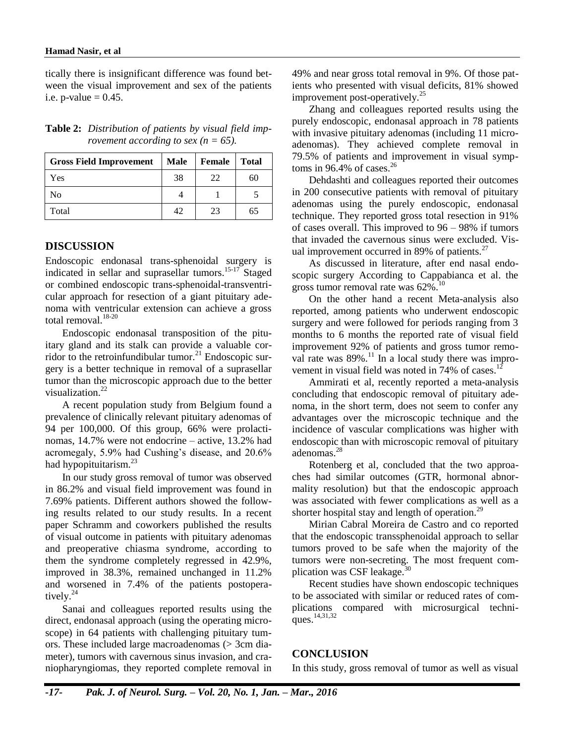tically there is insignificant difference was found between the visual improvement and sex of the patients i.e. p-value = 0.45.

**Table 2:** *Distribution of patients by visual field improvement according to sex (n = 65).*

| Gross Field Improvement | Male | Female | Total |
|---|---|---|---|
| Yes | 38 | 22 | 60 |
| No | 4 | 1 | 5 |
| Total | 42 | 23 | 65 |

## DISCUSSION

Endoscopic endonasal trans-sphenoidal surgery is indicated in sellar and suprasellar tumors.[15-17] Staged or combined endoscopic trans-sphenoidal-transventricular approach for resection of a giant pituitary adenoma with ventricular extension can achieve a gross total removal.[18-20]

Endoscopic endonasal transposition of the pituitary gland and its stalk can provide a valuable corridor to the retroinfundibular tumor.[21] Endoscopic surgery is a better technique in removal of a suprasellar tumor than the microscopic approach due to the better visualization.[22]

A recent population study from Belgium found a prevalence of clinically relevant pituitary adenomas of 94 per 100,000. Of this group, 66% were prolactinomas, 14.7% were not endocrine – active, 13.2% had acromegaly, 5.9% had Cushing's disease, and 20.6% had hypopituitarism.[23]

In our study gross removal of tumor was observed in 86.2% and visual field improvement was found in 7.69% patients. Different authors showed the following results related to our study results. In a recent paper Schramm and coworkers published the results of visual outcome in patients with pituitary adenomas and preoperative chiasma syndrome, according to them the syndrome completely regressed in 42.9%, improved in 38.3%, remained unchanged in 11.2% and worsened in 7.4% of the patients postoperatively.[24]

Sanai and colleagues reported results using the direct, endonasal approach (using the operating microscope) in 64 patients with challenging pituitary tumors. These included large macroadenomas (> 3cm diameter), tumors with cavernous sinus invasion, and craniopharyngiomas, they reported complete removal in 49% and near gross total removal in 9%. Of those patients who presented with visual deficits, 81% showed improvement post-operatively.[25]

Zhang and colleagues reported results using the purely endoscopic, endonasal approach in 78 patients with invasive pituitary adenomas (including 11 microadenomas). They achieved complete removal in 79.5% of patients and improvement in visual symptoms in 96.4% of cases.[26]

Dehdashti and colleagues reported their outcomes in 200 consecutive patients with removal of pituitary adenomas using the purely endoscopic, endonasal technique. They reported gross total resection in 91% of cases overall. This improved to 96 – 98% if tumors that invaded the cavernous sinus were excluded. Visual improvement occurred in 89% of patients.[27]

As discussed in literature, after end nasal endoscopic surgery According to Cappabianca et al. the gross tumor removal rate was 62%.[10]

On the other hand a recent Meta-analysis also reported, among patients who underwent endoscopic surgery and were followed for periods ranging from 3 months to 6 months the reported rate of visual field improvement 92% of patients and gross tumor removal rate was 89%.[11] In a local study there was improvement in visual field was noted in 74% of cases.[12]

Ammirati et al, recently reported a meta-analysis concluding that endoscopic removal of pituitary adenoma, in the short term, does not seem to confer any advantages over the microscopic technique and the incidence of vascular complications was higher with endoscopic than with microscopic removal of pituitary adenomas.[28]

Rotenberg et al, concluded that the two approaches had similar outcomes (GTR, hormonal abnormality resolution) but that the endoscopic approach was associated with fewer complications as well as a shorter hospital stay and length of operation.[29]

Mirian Cabral Moreira de Castro and co reported that the endoscopic transsphenoidal approach to sellar tumors proved to be safe when the majority of the tumors were non-secreting. The most frequent complication was CSF leakage.[30]

Recent studies have shown endoscopic techniques to be associated with similar or reduced rates of complications compared with microsurgical techniques.[14,31,32]

## CONCLUSION

In this study, gross removal of tumor as well as visual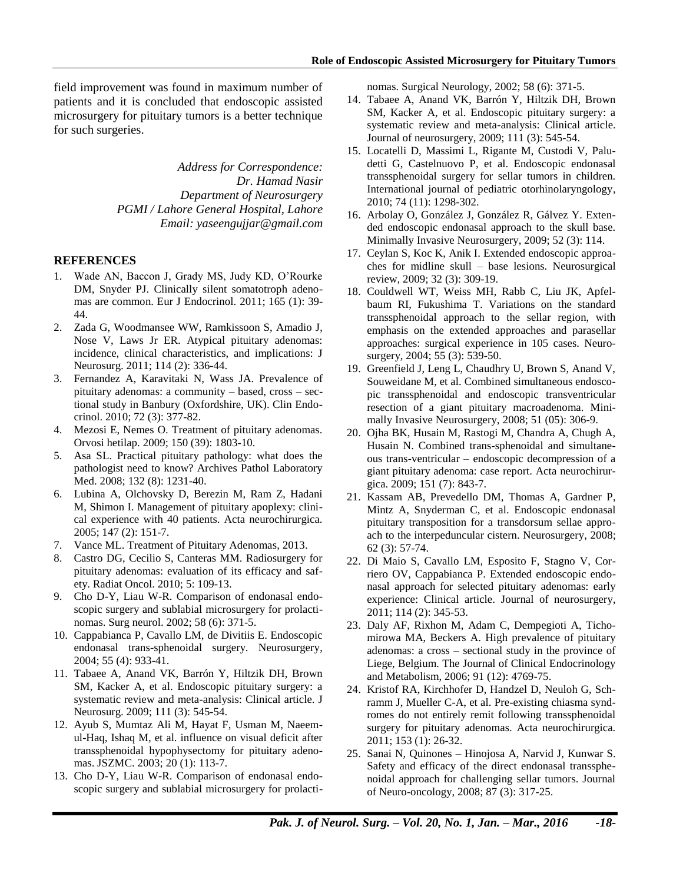field improvement was found in maximum number of patients and it is concluded that endoscopic assisted microsurgery for pituitary tumors is a better technique for such surgeries.

*Address for Correspondence:*
*Dr. Hamad Nasir*
*Department of Neurosurgery*
*PGMI / Lahore General Hospital, Lahore*
*Email: yaseengujjar@gmail.com*

## REFERENCES

1. Wade AN, Baccon J, Grady MS, Judy KD, O'Rourke DM, Snyder PJ. Clinically silent somatotroph adenomas are common. Eur J Endocrinol. 2011; 165 (1): 39-44.
2. Zada G, Woodmansee WW, Ramkissoon S, Amadio J, Nose V, Laws Jr ER. Atypical pituitary adenomas: incidence, clinical characteristics, and implications: J Neurosurg. 2011; 114 (2): 336-44.
3. Fernandez A, Karavitaki N, Wass JA. Prevalence of pituitary adenomas: a community – based, cross – sectional study in Banbury (Oxfordshire, UK). Clin Endocrinol. 2010; 72 (3): 377-82.
4. Mezosi E, Nemes O. Treatment of pituitary adenomas. Orvosi hetilap. 2009; 150 (39): 1803-10.
5. Asa SL. Practical pituitary pathology: what does the pathologist need to know? Archives Pathol Laboratory Med. 2008; 132 (8): 1231-40.
6. Lubina A, Olchovsky D, Berezin M, Ram Z, Hadani M, Shimon I. Management of pituitary apoplexy: clinical experience with 40 patients. Acta neurochirurgica. 2005; 147 (2): 151-7.
7. Vance ML. Treatment of Pituitary Adenomas, 2013.
8. Castro DG, Cecilio S, Canteras MM. Radiosurgery for pituitary adenomas: evaluation of its efficacy and safety. Radiat Oncol. 2010; 5: 109-13.
9. Cho D-Y, Liau W-R. Comparison of endonasal endoscopic surgery and sublabial microsurgery for prolactinomas. Surg neurol. 2002; 58 (6): 371-5.
10. Cappabianca P, Cavallo LM, de Divitiis E. Endoscopic endonasal trans-sphenoidal surgery. Neurosurgery, 2004; 55 (4): 933-41.
11. Tabaee A, Anand VK, Barrón Y, Hiltzik DH, Brown SM, Kacker A, et al. Endoscopic pituitary surgery: a systematic review and meta-analysis: Clinical article. J Neurosurg. 2009; 111 (3): 545-54.
12. Ayub S, Mumtaz Ali M, Hayat F, Usman M, Naeem-ul-Haq, Ishaq M, et al. influence on visual deficit after transsphenoidal hypophysectomy for pituitary adenomas. JSZMC. 2003; 20 (1): 113-7.
13. Cho D-Y, Liau W-R. Comparison of endonasal endoscopic surgery and sublabial microsurgery for prolactinomas. Surgical Neurology, 2002; 58 (6): 371-5.
14. Tabaee A, Anand VK, Barrón Y, Hiltzik DH, Brown SM, Kacker A, et al. Endoscopic pituitary surgery: a systematic review and meta-analysis: Clinical article. Journal of neurosurgery, 2009; 111 (3): 545-54.
15. Locatelli D, Massimi L, Rigante M, Custodi V, Paludetti G, Castelnuovo P, et al. Endoscopic endonasal transsphenoidal surgery for sellar tumors in children. International journal of pediatric otorhinolaryngology, 2010; 74 (11): 1298-302.
16. Arbolay O, González J, González R, Gálvez Y. Extended endoscopic endonasal approach to the skull base. Minimally Invasive Neurosurgery, 2009; 52 (3): 114.
17. Ceylan S, Koc K, Anik I. Extended endoscopic approaches for midline skull – base lesions. Neurosurgical review, 2009; 32 (3): 309-19.
18. Couldwell WT, Weiss MH, Rabb C, Liu JK, Apfelbaum RI, Fukushima T. Variations on the standard transsphenoidal approach to the sellar region, with emphasis on the extended approaches and parasellar approaches: surgical experience in 105 cases. Neurosurgery, 2004; 55 (3): 539-50.
19. Greenfield J, Leng L, Chaudhry U, Brown S, Anand V, Souweidane M, et al. Combined simultaneous endoscopic transsphenoidal and endoscopic transventricular resection of a giant pituitary macroadenoma. Minimally Invasive Neurosurgery, 2008; 51 (05): 306-9.
20. Ojha BK, Husain M, Rastogi M, Chandra A, Chugh A, Husain N. Combined trans-sphenoidal and simultaneous trans-ventricular – endoscopic decompression of a giant pituitary adenoma: case report. Acta neurochirurgica. 2009; 151 (7): 843-7.
21. Kassam AB, Prevedello DM, Thomas A, Gardner P, Mintz A, Snyderman C, et al. Endoscopic endonasal pituitary transposition for a transdorsum sellae approach to the interpeduncular cistern. Neurosurgery, 2008; 62 (3): 57-74.
22. Di Maio S, Cavallo LM, Esposito F, Stagno V, Corriero OV, Cappabianca P. Extended endoscopic endonasal approach for selected pituitary adenomas: early experience: Clinical article. Journal of neurosurgery, 2011; 114 (2): 345-53.
23. Daly AF, Rixhon M, Adam C, Dempegioti A, Tichomirowa MA, Beckers A. High prevalence of pituitary adenomas: a cross – sectional study in the province of Liege, Belgium. The Journal of Clinical Endocrinology and Metabolism, 2006; 91 (12): 4769-75.
24. Kristof RA, Kirchhofer D, Handzel D, Neuloh G, Schramm J, Mueller C-A, et al. Pre-existing chiasma syndromes do not entirely remit following transsphenoidal surgery for pituitary adenomas. Acta neurochirurgica. 2011; 153 (1): 26-32.
25. Sanai N, Quinones – Hinojosa A, Narvid J, Kunwar S. Safety and efficacy of the direct endonasal transsphenoidal approach for challenging sellar tumors. Journal of Neuro-oncology, 2008; 87 (3): 317-25.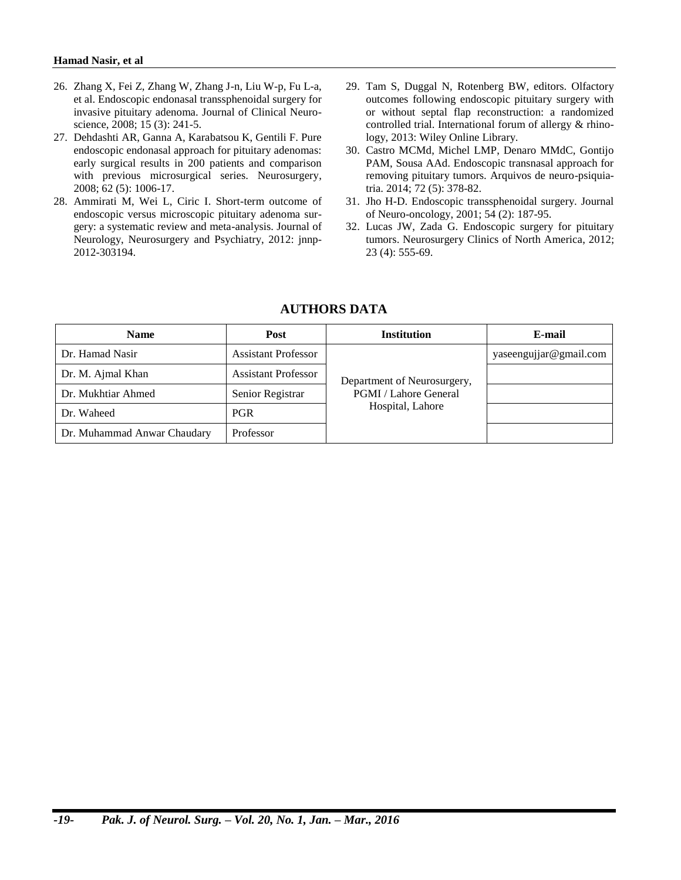26. Zhang X, Fei Z, Zhang W, Zhang J-n, Liu W-p, Fu L-a, et al. Endoscopic endonasal transsphenoidal surgery for invasive pituitary adenoma. Journal of Clinical Neuroscience, 2008; 15 (3): 241-5.
27. Dehdashti AR, Ganna A, Karabatsou K, Gentili F. Pure endoscopic endonasal approach for pituitary adenomas: early surgical results in 200 patients and comparison with previous microsurgical series. Neurosurgery, 2008; 62 (5): 1006-17.
28. Ammirati M, Wei L, Ciric I. Short-term outcome of endoscopic versus microscopic pituitary adenoma surgery: a systematic review and meta-analysis. Journal of Neurology, Neurosurgery and Psychiatry, 2012: jnnp-2012-303194.
29. Tam S, Duggal N, Rotenberg BW, editors. Olfactory outcomes following endoscopic pituitary surgery with or without septal flap reconstruction: a randomized controlled trial. International forum of allergy & rhinology, 2013: Wiley Online Library.
30. Castro MCMd, Michel LMP, Denaro MMdC, Gontijo PAM, Sousa AAd. Endoscopic transnasal approach for removing pituitary tumors. Arquivos de neuro-psiquiatria. 2014; 72 (5): 378-82.
31. Jho H-D. Endoscopic transsphenoidal surgery. Journal of Neuro-oncology, 2001; 54 (2): 187-95.
32. Lucas JW, Zada G. Endoscopic surgery for pituitary tumors. Neurosurgery Clinics of North America, 2012; 23 (4): 555-69.

## AUTHORS DATA

| Name | Post | Institution | E-mail |
|---|---|---|---|
| Dr. Hamad Nasir | Assistant Professor | Department of Neurosurgery, PGMI / Lahore General Hospital, Lahore | yaseengujjar@gmail.com |
| Dr. M. Ajmal Khan | Assistant Professor | | |
| Dr. Mukhtiar Ahmed | Senior Registrar | | |
| Dr. Waheed | PGR | | |
| Dr. Muhammad Anwar Chaudary | Professor | | |